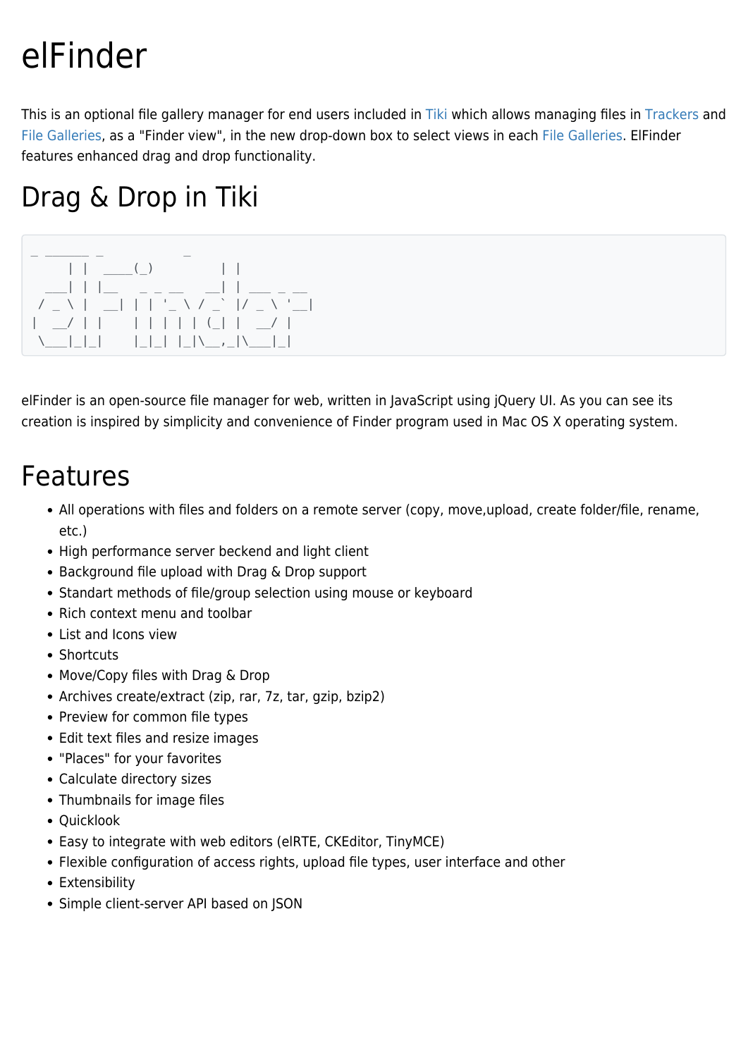# elFinder

This is an optional file gallery manager for end users included in Tiki which allows managing files in Trackers and File Galleries, as a "Finder view", in the new drop-down box to select views in each File Galleries. ElFinder features enhanced drag and drop functionality.

# Drag & Drop in Tiki

```
 _ ______ _           _
      | |  ____(_)         | |
   ___| | |__    _ _ __    __| | ___ _ __
  / _ \ |  __| | | '_ \ / _` |/ _ \ '__|
 |  __/ | |    | | | | | (_| |  __/ |
  \___|_|_|    |_|_| |_|\__,_|\___|_|
```

elFinder is an open-source file manager for web, written in JavaScript using jQuery UI. As you can see its creation is inspired by simplicity and convenience of Finder program used in Mac OS X operating system.

# Features

- All operations with files and folders on a remote server (copy, move,upload, create folder/file, rename, etc.)
- High performance server beckend and light client
- Background file upload with Drag & Drop support
- Standart methods of file/group selection using mouse or keyboard
- Rich context menu and toolbar
- List and Icons view
- Shortcuts
- Move/Copy files with Drag & Drop
- Archives create/extract (zip, rar, 7z, tar, gzip, bzip2)
- Preview for common file types
- Edit text files and resize images
- "Places" for your favorites
- Calculate directory sizes
- Thumbnails for image files
- Quicklook
- Easy to integrate with web editors (elRTE, CKEditor, TinyMCE)
- Flexible configuration of access rights, upload file types, user interface and other
- Extensibility
- Simple client-server API based on JSON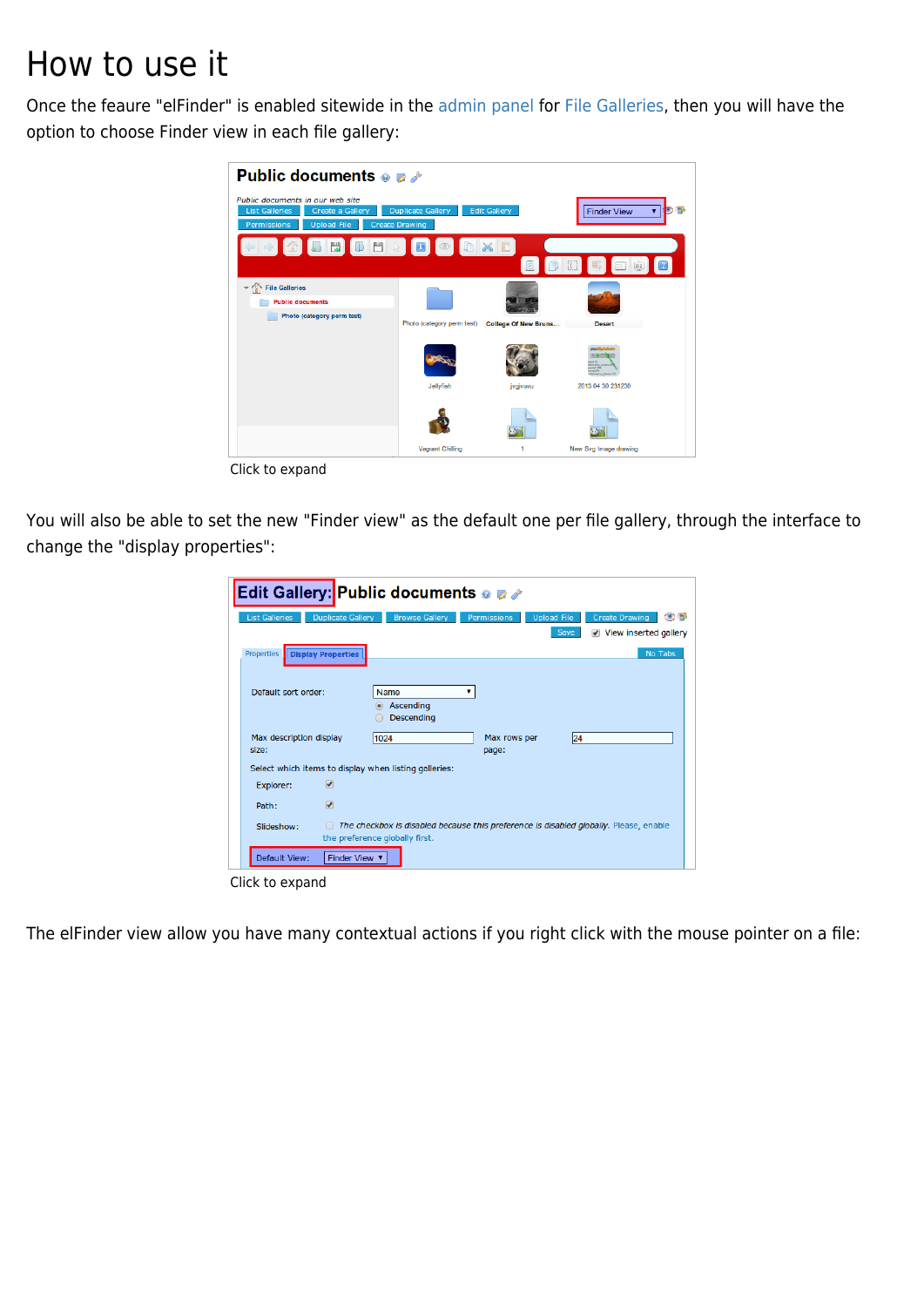# How to use it

Once the feaure "elFinder" is enabled sitewide in the admin panel for File Galleries, then you will have the option to choose Finder view in each file gallery:

Click to expand

You will also be able to set the new "Finder view" as the default one per file gallery, through the interface to change the "display properties":

Click to expand

The elFinder view allow you have many contextual actions if you right click with the mouse pointer on a file: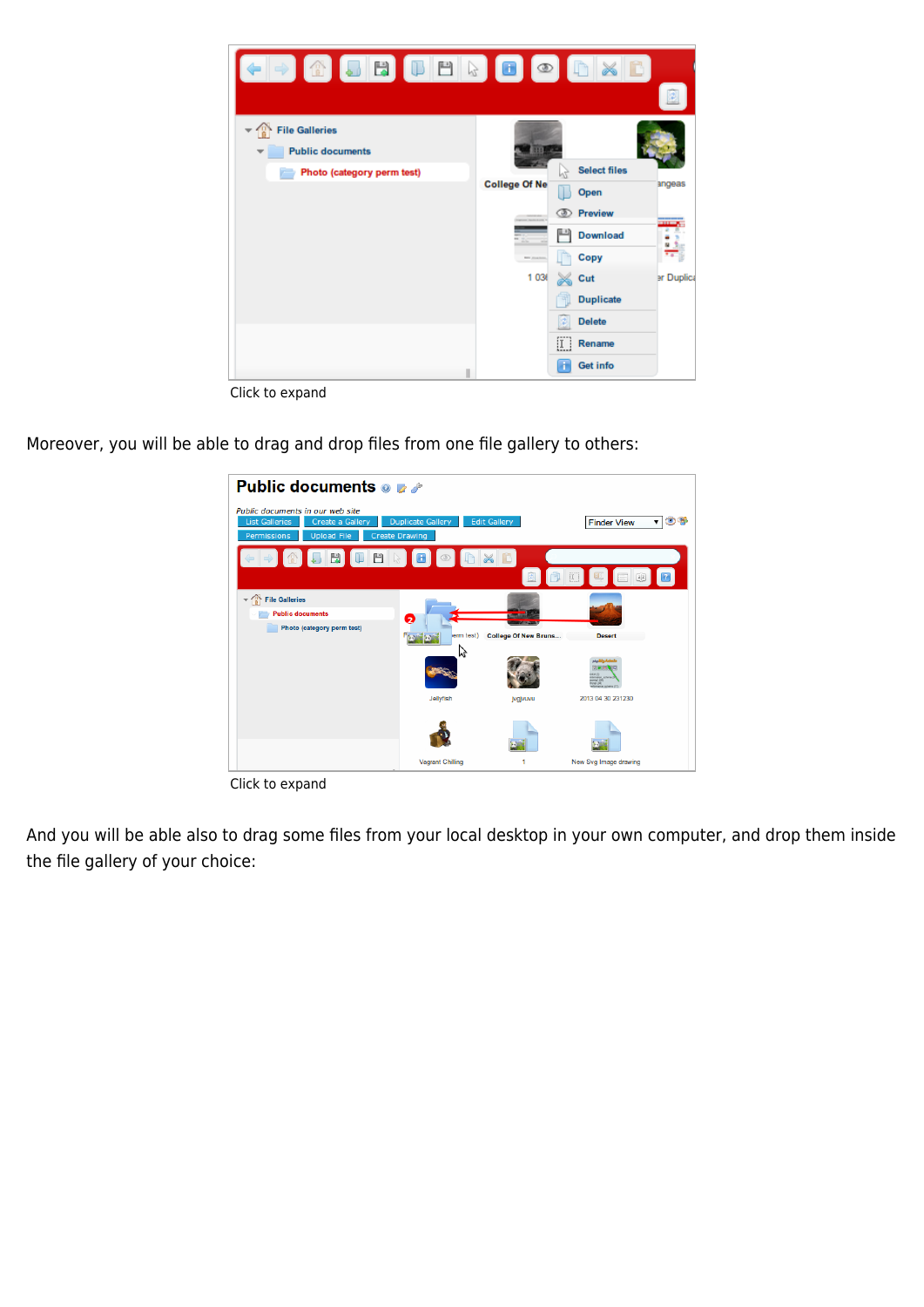Click to expand

Moreover, you will be able to drag and drop files from one file gallery to others:

Click to expand

And you will be able also to drag some files from your local desktop in your own computer, and drop them inside the file gallery of your choice: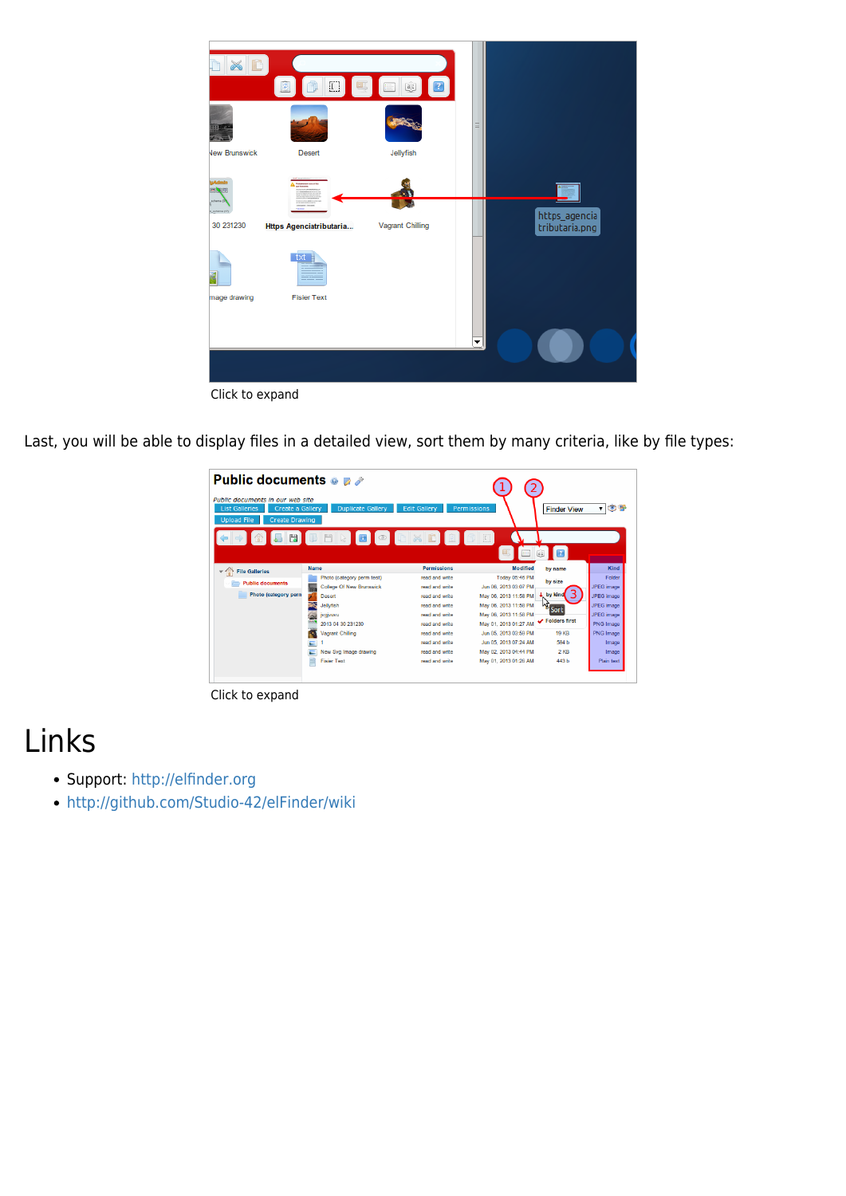Click to expand

Last, you will be able to display files in a detailed view, sort them by many criteria, like by file types:

Click to expand

# Links

- Support: http://elfinder.org
- http://github.com/Studio-42/elFinder/wiki